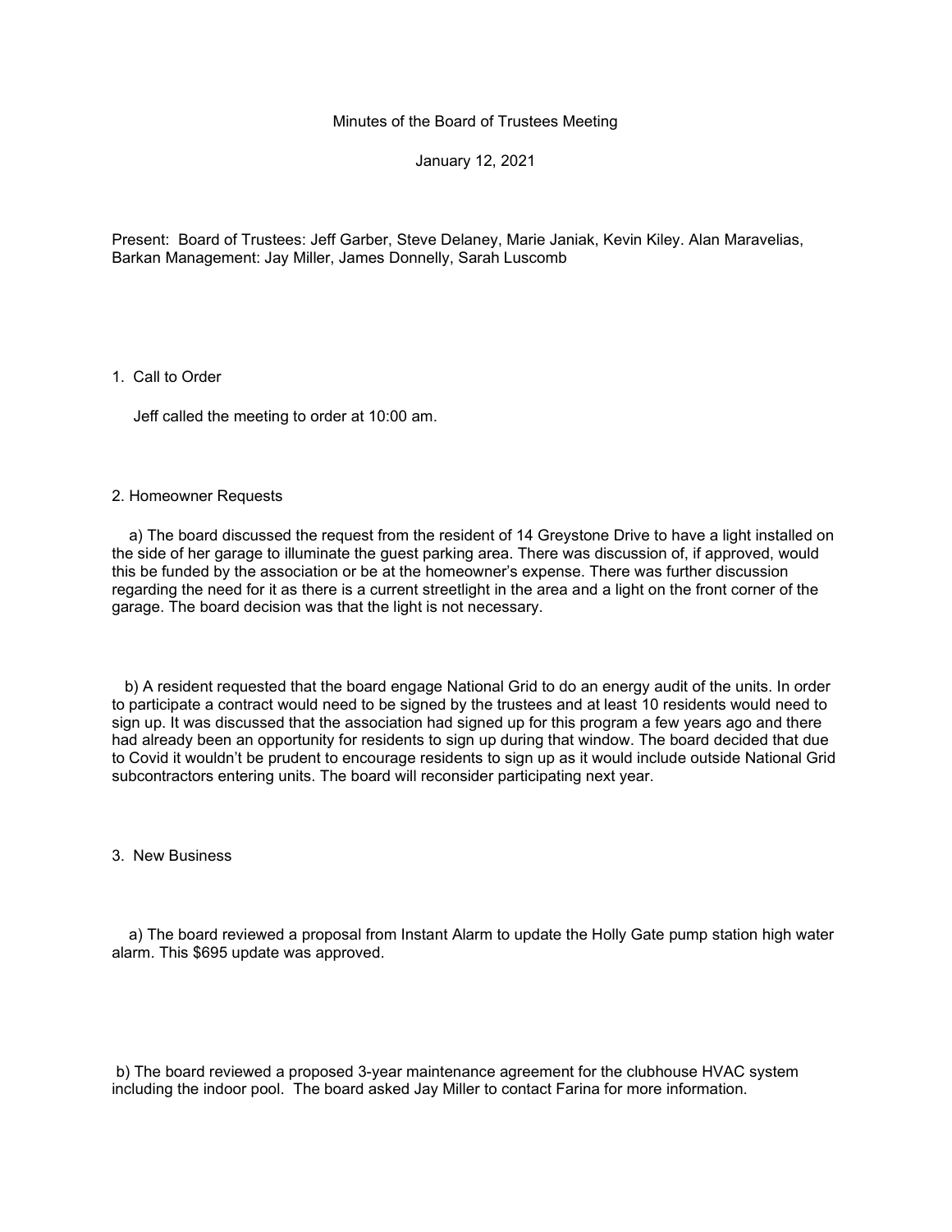Minutes of the Board of Trustees Meeting

January 12, 2021

Present: Board of Trustees: Jeff Garber, Steve Delaney, Marie Janiak, Kevin Kiley. Alan Maravelias, Barkan Management: Jay Miller, James Donnelly, Sarah Luscomb

1. Call to Order

Jeff called the meeting to order at 10:00 am.

2. Homeowner Requests

a) The board discussed the request from the resident of 14 Greystone Drive to have a light installed on the side of her garage to illuminate the guest parking area. There was discussion of, if approved, would this be funded by the association or be at the homeowner's expense. There was further discussion regarding the need for it as there is a current streetlight in the area and a light on the front corner of the garage. The board decision was that the light is not necessary.

b) A resident requested that the board engage National Grid to do an energy audit of the units. In order to participate a contract would need to be signed by the trustees and at least 10 residents would need to sign up. It was discussed that the association had signed up for this program a few years ago and there had already been an opportunity for residents to sign up during that window. The board decided that due to Covid it wouldn't be prudent to encourage residents to sign up as it would include outside National Grid subcontractors entering units. The board will reconsider participating next year.

3. New Business

a) The board reviewed a proposal from Instant Alarm to update the Holly Gate pump station high water alarm. This $695 update was approved.

b) The board reviewed a proposed 3-year maintenance agreement for the clubhouse HVAC system including the indoor pool. The board asked Jay Miller to contact Farina for more information.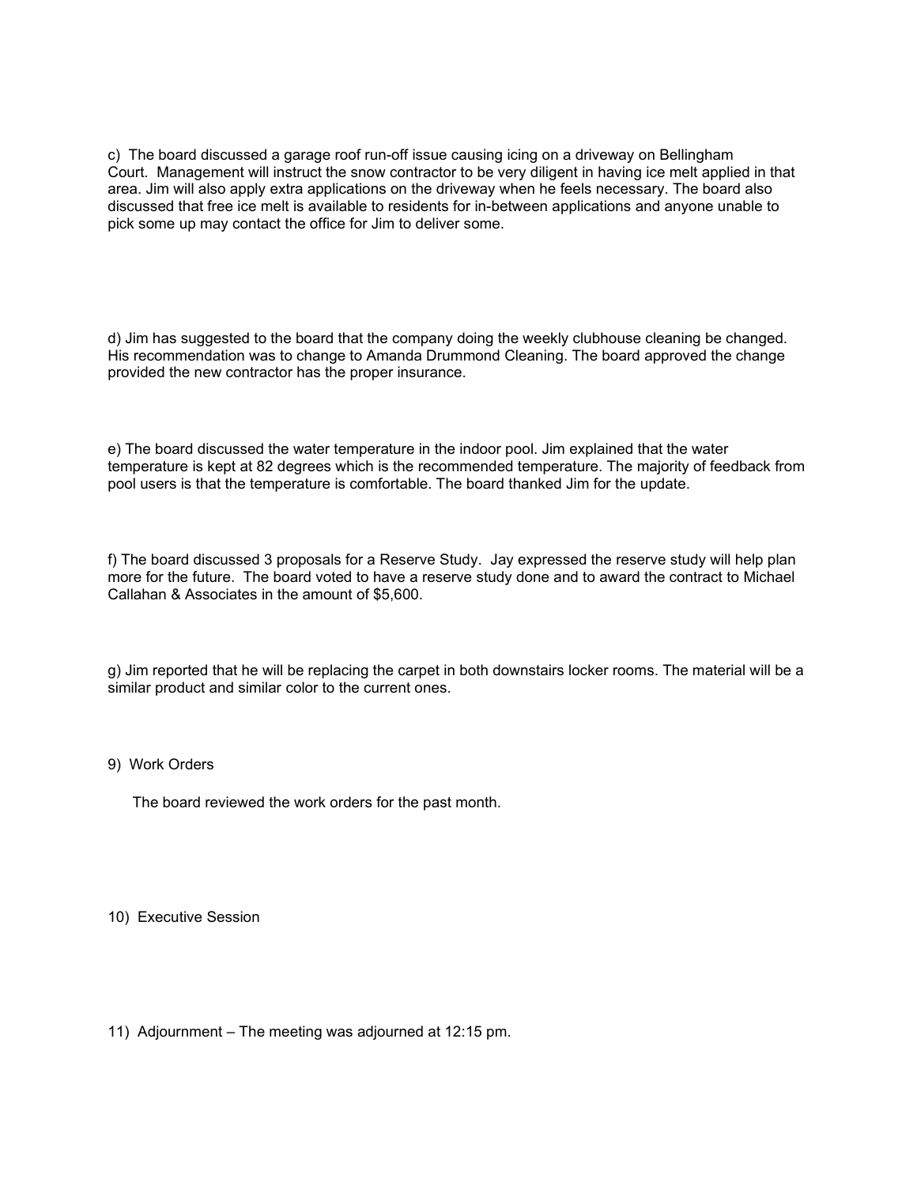c) The board discussed a garage roof run-off issue causing icing on a driveway on Bellingham Court. Management will instruct the snow contractor to be very diligent in having ice melt applied in that area. Jim will also apply extra applications on the driveway when he feels necessary. The board also discussed that free ice melt is available to residents for in-between applications and anyone unable to pick some up may contact the office for Jim to deliver some.

d) Jim has suggested to the board that the company doing the weekly clubhouse cleaning be changed. His recommendation was to change to Amanda Drummond Cleaning. The board approved the change provided the new contractor has the proper insurance.

e) The board discussed the water temperature in the indoor pool. Jim explained that the water temperature is kept at 82 degrees which is the recommended temperature. The majority of feedback from pool users is that the temperature is comfortable. The board thanked Jim for the update.

f) The board discussed 3 proposals for a Reserve Study. Jay expressed the reserve study will help plan more for the future. The board voted to have a reserve study done and to award the contract to Michael Callahan & Associates in the amount of $5,600.

g) Jim reported that he will be replacing the carpet in both downstairs locker rooms. The material will be a similar product and similar color to the current ones.

9) Work Orders

The board reviewed the work orders for the past month.

10) Executive Session

11) Adjournment – The meeting was adjourned at 12:15 pm.